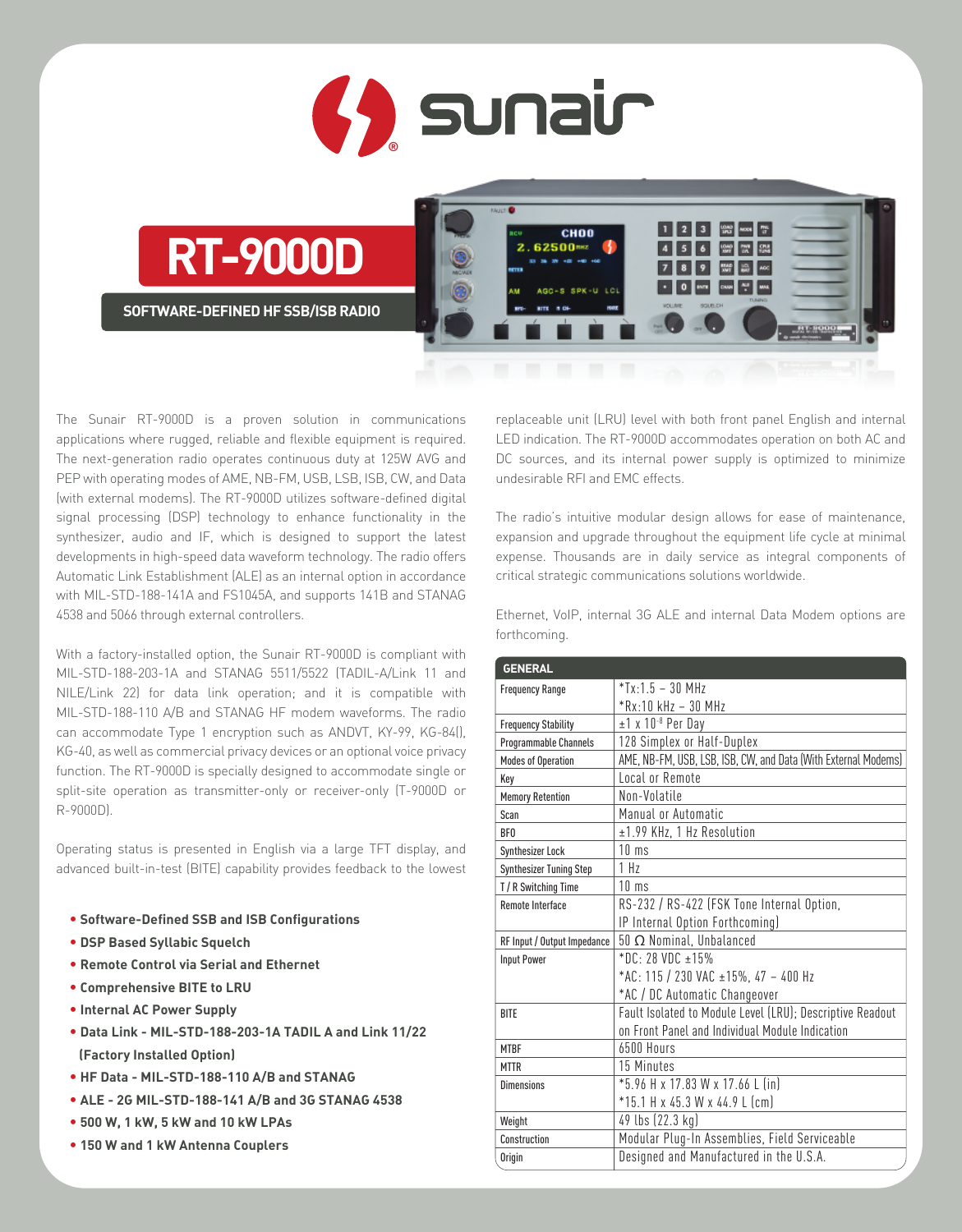# sunair

# RT-9000D

## SOFTWARE-DEFINED HF SSB/ISB RADIO

The Sunair RT-9000D is a proven solution in communications applications where rugged, reliable and flexible equipment is required. The next-generation radio operates continuous duty at 125W AVG and PEP with operating modes of AME, NB-FM, USB, LSB, ISB, CW, and Data (with external modems). The RT-9000D utilizes software-defined digital signal processing (DSP) technology to enhance functionality in the synthesizer, audio and IF, which is designed to support the latest developments in high-speed data waveform technology. The radio offers Automatic Link Establishment (ALE) as an internal option in accordance with MIL-STD-188-141A and FS1045A, and supports 141B and STANAG 4538 and 5066 through external controllers.

With a factory-installed option, the Sunair RT-9000D is compliant with MIL-STD-188-203-1A and STANAG 5511/5522 (TADIL-A/Link 11 and NILE/Link 22) for data link operation; and it is compatible with MIL-STD-188-110 A/B and STANAG HF modem waveforms. The radio can accommodate Type 1 encryption such as ANDVT, KY-99, KG-84(), KG-40, as well as commercial privacy devices or an optional voice privacy function. The RT-9000D is specially designed to accommodate single or split-site operation as transmitter-only or receiver-only (T-9000D or R-9000D).

Operating status is presented in English via a large TFT display, and advanced built-in-test (BITE) capability provides feedback to the lowest replaceable unit (LRU) level with both front panel English and internal LED indication. The RT-9000D accommodates operation on both AC and DC sources, and its internal power supply is optimized to minimize undesirable RFI and EMC effects.

The radio's intuitive modular design allows for ease of maintenance, expansion and upgrade throughout the equipment life cycle at minimal expense. Thousands are in daily service as integral components of critical strategic communications solutions worldwide.

Ethernet, VoIP, internal 3G ALE and internal Data Modem options are forthcoming.

- **Software-Defined SSB and ISB Configurations**
- **DSP Based Syllabic Squelch**
- **Remote Control via Serial and Ethernet**
- **Comprehensive BITE to LRU**
- **Internal AC Power Supply**
- **Data Link - MIL-STD-188-203-1A TADIL A and Link 11/22 (Factory Installed Option)**
- **HF Data - MIL-STD-188-110 A/B and STANAG**
- **ALE - 2G MIL-STD-188-141 A/B and 3G STANAG 4538**
- **500 W, 1 kW, 5 kW and 10 kW LPAs**
- **150 W and 1 kW Antenna Couplers**

| GENERAL | |
|---|---|
| Frequency Range | *Tx:1.5 – 30 MHz<br>*Rx:10 kHz – 30 MHz |
| Frequency Stability | ±1 x $10^{-8}$ Per Day |
| Programmable Channels | 128 Simplex or Half-Duplex |
| Modes of Operation | AME, NB-FM, USB, LSB, ISB, CW, and Data (With External Modems) |
| Key | Local or Remote |
| Memory Retention | Non-Volatile |
| Scan | Manual or Automatic |
| BFO | ±1.99 KHz, 1 Hz Resolution |
| Synthesizer Lock | 10 ms |
| Synthesizer Tuning Step | 1 Hz |
| T / R Switching Time | 10 ms |
| Remote Interface | RS-232 / RS-422 (FSK Tone Internal Option, IP Internal Option Forthcoming) |
| RF Input / Output Impedance | 50 Ω Nominal, Unbalanced |
| Input Power | *DC: 28 VDC ±15%<br>*AC: 115 / 230 VAC ±15%, 47 – 400 Hz<br>*AC / DC Automatic Changeover |
| BITE | Fault Isolated to Module Level (LRU); Descriptive Readout on Front Panel and Individual Module Indication |
| MTBF | 6500 Hours |
| MTTR | 15 Minutes |
| Dimensions | *5.96 H x 17.83 W x 17.66 L (in)<br>*15.1 H x 45.3 W x 44.9 L (cm) |
| Weight | 49 lbs (22.3 kg) |
| Construction | Modular Plug-In Assemblies, Field Serviceable |
| Origin | Designed and Manufactured in the U.S.A. |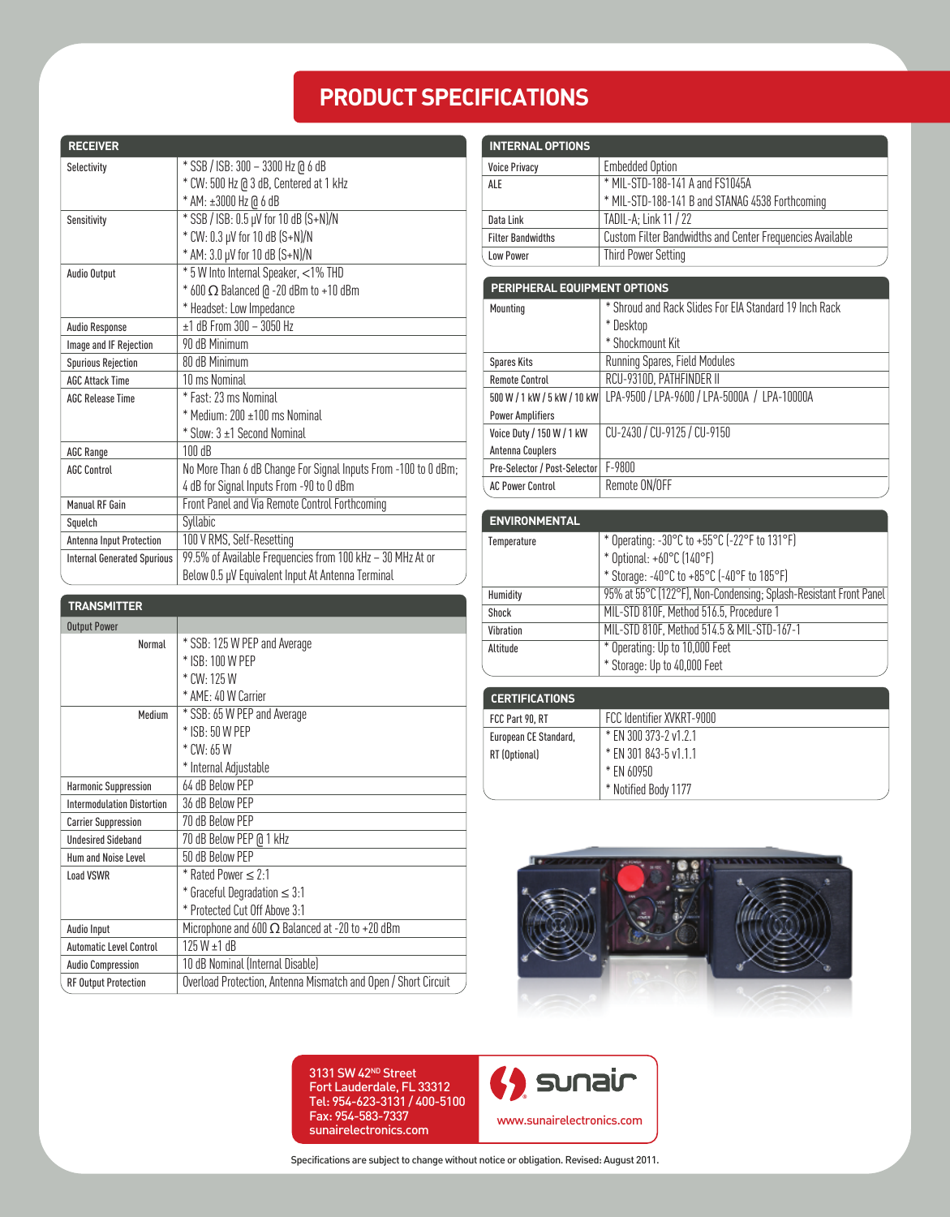# PRODUCT SPECIFICATIONS

| RECEIVER | |
|---|---|
| Selectivity | * SSB / ISB: 300 – 3300 Hz @ 6 dB<br>* CW: 500 Hz @ 3 dB, Centered at 1 kHz<br>* AM: ±3000 Hz @ 6 dB |
| Sensitivity | * SSB / ISB: 0.5 µV for 10 dB (S+N)/N<br>* CW: 0.3 µV for 10 dB (S+N)/N<br>* AM: 3.0 µV for 10 dB (S+N)/N |
| Audio Output | * 5 W Into Internal Speaker, <1% THD<br>* 600 Ω Balanced @ -20 dBm to +10 dBm<br>* Headset: Low Impedance |
| Audio Response | ±1 dB From 300 – 3050 Hz |
| Image and IF Rejection | 90 dB Minimum |
| Spurious Rejection | 80 dB Minimum |
| AGC Attack Time | 10 ms Nominal |
| AGC Release Time | * Fast: 23 ms Nominal<br>* Medium: 200 ±100 ms Nominal<br>* Slow: 3 ±1 Second Nominal |
| AGC Range | 100 dB |
| AGC Control | No More Than 6 dB Change For Signal Inputs From -100 to 0 dBm; 4 dB for Signal Inputs From -90 to 0 dBm |
| Manual RF Gain | Front Panel and Via Remote Control Forthcoming |
| Squelch | Syllabic |
| Antenna Input Protection | 100 V RMS, Self-Resetting |
| Internal Generated Spurious | 99.5% of Available Frequencies from 100 kHz – 30 MHz At or Below 0.5 µV Equivalent Input At Antenna Terminal |

| TRANSMITTER | |
|---|---|
| Output Power | |
| Normal | * SSB: 125 W PEP and Average<br>* ISB: 100 W PEP<br>* CW: 125 W<br>* AME: 40 W Carrier |
| Medium | * SSB: 65 W PEP and Average<br>* ISB: 50 W PEP<br>* CW: 65 W<br>* Internal Adjustable |
| Harmonic Suppression | 64 dB Below PEP |
| Intermodulation Distortion | 36 dB Below PEP |
| Carrier Suppression | 70 dB Below PEP |
| Undesired Sideband | 70 dB Below PEP @ 1 kHz |
| Hum and Noise Level | 50 dB Below PEP |
| Load VSWR | * Rated Power ≤ 2:1<br>* Graceful Degradation ≤ 3:1<br>* Protected Cut Off Above 3:1 |
| Audio Input | Microphone and 600 Ω Balanced at -20 to +20 dBm |
| Automatic Level Control | 125 W ±1 dB |
| Audio Compression | 10 dB Nominal (Internal Disable) |
| RF Output Protection | Overload Protection, Antenna Mismatch and Open / Short Circuit |

| INTERNAL OPTIONS | |
|---|---|
| Voice Privacy | Embedded Option |
| ALE | * MIL-STD-188-141 A and FS1045A<br>* MIL-STD-188-141 B and STANAG 4538 Forthcoming |
| Data Link | TADIL-A; Link 11 / 22 |
| Filter Bandwidths | Custom Filter Bandwidths and Center Frequencies Available |
| Low Power | Third Power Setting |

| PERIPHERAL EQUIPMENT OPTIONS | |
|---|---|
| Mounting | * Shroud and Rack Slides For EIA Standard 19 Inch Rack<br>* Desktop<br>* Shockmount Kit |
| Spares Kits | Running Spares, Field Modules |
| Remote Control | RCU-9310D, PATHFINDER II |
| 500 W / 1 kW / 5 kW / 10 kW Power Amplifiers | LPA-9500 / LPA-9600 / LPA-5000A / LPA-10000A |
| Voice Duty / 150 W / 1 kW Antenna Couplers | CU-2430 / CU-9125 / CU-9150 |
| Pre-Selector / Post-Selector | F-9800 |
| AC Power Control | Remote ON/OFF |

| ENVIRONMENTAL | |
|---|---|
| Temperature | * Operating: -30°C to +55°C (-22°F to 131°F)<br>* Optional: +60°C (140°F)<br>* Storage: -40°C to +85°C (-40°F to 185°F) |
| Humidity | 95% at 55°C (122°F), Non-Condensing; Splash-Resistant Front Panel |
| Shock | MIL-STD 810F, Method 516.5, Procedure 1 |
| Vibration | MIL-STD 810F, Method 514.5 & MIL-STD-167-1 |
| Altitude | * Operating: Up to 10,000 Feet<br>* Storage: Up to 40,000 Feet |

| CERTIFICATIONS | |
|---|---|
| FCC Part 90, RT | FCC Identifier XVKRT-9000 |
| European CE Standard, RT (Optional) | * EN 300 373-2 v1.2.1<br>* EN 301 843-5 v1.1.1<br>* EN 60950<br>* Notified Body 1177 |

3131 SW 42ND Street
Fort Lauderdale, FL 33312
Tel: 954-623-3131 / 400-5100
Fax: 954-583-7337
sunairelectronics.com

sunair
www.sunairelectronics.com

Specifications are subject to change without notice or obligation. Revised: August 2011.